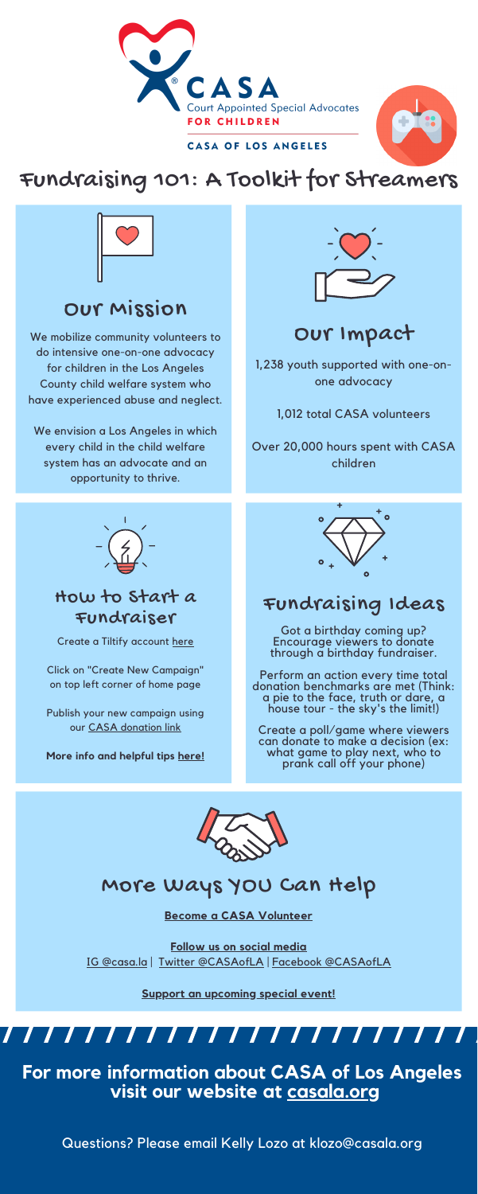CASA
Court Appointed Special Advocates
FOR CHILDREN

CASA OF LOS ANGELES

# Fundraising 101: A Toolkit for Streamers

## Our Mission

We mobilize community volunteers to do intensive one-on-one advocacy for children in the Los Angeles County child welfare system who have experienced abuse and neglect.

We envision a Los Angeles in which every child in the child welfare system has an advocate and an opportunity to thrive.

## Our Impact

1,238 youth supported with one-on-one advocacy

1,012 total CASA volunteers

Over 20,000 hours spent with CASA children

## How to Start a Fundraiser

Create a Tiltify account here

Click on "Create New Campaign" on top left corner of home page

Publish your new campaign using our CASA donation link

**More info and helpful tips here!**

## Fundraising Ideas

Got a birthday coming up? Encourage viewers to donate through a birthday fundraiser.

Perform an action every time total donation benchmarks are met (Think: a pie to the face, truth or dare, a house tour - the sky's the limit!)

Create a poll/game where viewers can donate to make a decision (ex: what game to play next, who to prank call off your phone)

## More Ways YOU Can Help

**Become a CASA Volunteer**

**Follow us on social media**
IG @casa.la | Twitter @CASAofLA | Facebook @CASAofLA

**Support an upcoming special event!**

**For more information about CASA of Los Angeles visit our website at casala.org**

Questions? Please email Kelly Lozo at klozo@casala.org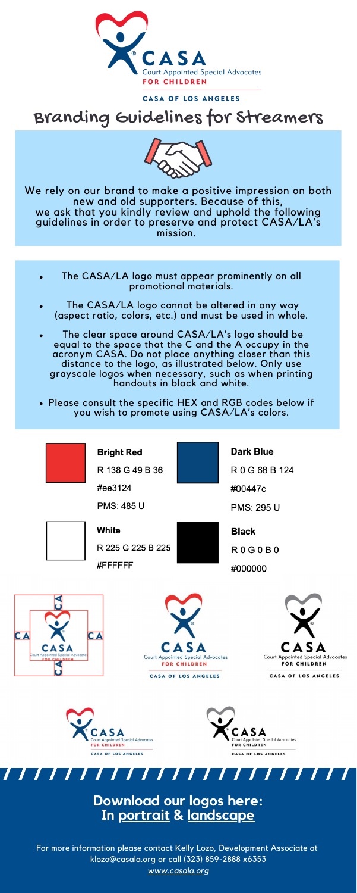CASA OF LOS ANGELES

# Branding Guidelines for Streamers

We rely on our brand to make a positive impression on both new and old supporters. Because of this, we ask that you kindly review and uphold the following guidelines in order to preserve and protect CASA/LA's mission.

- The CASA/LA logo must appear prominently on all promotional materials.
- The CASA/LA logo cannot be altered in any way (aspect ratio, colors, etc.) and must be used in whole.
- The clear space around CASA/LA's logo should be equal to the space that the C and the A occupy in the acronym CASA. Do not place anything closer than this distance to the logo, as illustrated below. Only use grayscale logos when necessary, such as when printing handouts in black and white.
- Please consult the specific HEX and RGB codes below if you wish to promote using CASA/LA's colors.

**Bright Red**
R 138 G 49 B 36
#ee3124
PMS: 485 U

**Dark Blue**
R 0 G 68 B 124
#00447c
PMS: 295 U

**White**
R 225 G 225 B 225
#FFFFFF

**Black**
R 0 G 0 B 0
#000000

## Download our logos here: In portrait & landscape

For more information please contact Kelly Lozo, Development Associate at klozo@casala.org or call (323) 859-2888 x6353

*www.casala.org*